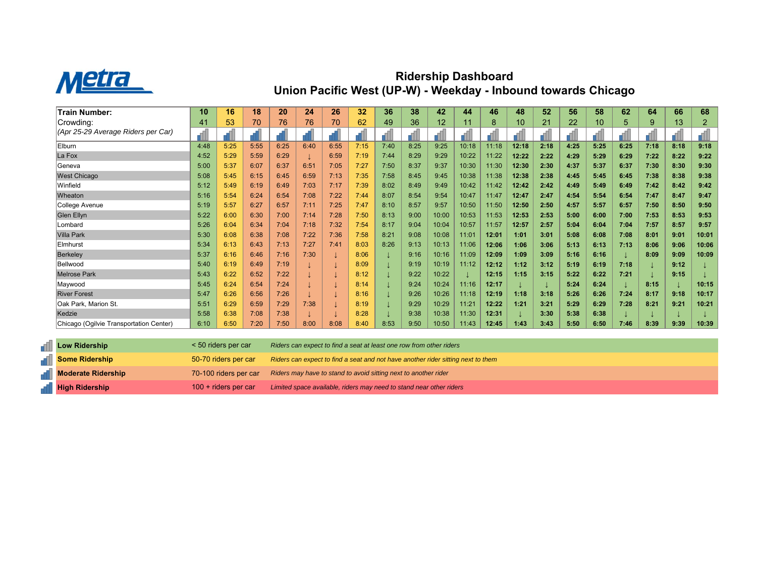# Ridership Dashboard
## Union Pacific West (UP-W) - Weekday - Inbound towards Chicago

| Train Number: | 10 | 16 | 18 | 20 | 24 | 26 | 32 | 36 | 38 | 42 | 44 | 46 | 48 | 52 | 56 | 58 | 62 | 64 | 66 | 68 |
|---|---|---|---|---|---|---|---|---|---|---|---|---|---|---|---|---|---|---|---|---|
| Crowding: (Apr 25-29 Average Riders per Car) | 41 | 53 | 70 | 76 | 76 | 70 | 62 | 49 | 36 | 12 | 11 | 8 | 10 | 21 | 22 | 10 | 5 | 9 | 13 | 2 |
| Elburn | 4:48 | 5:25 | 5:55 | 6:25 | 6:40 | 6:55 | 7:15 | 7:40 | 8:25 | 9:25 | 10:18 | 11:18 | **12:18** | **2:18** | **4:25** | **5:25** | **6:25** | **7:18** | **8:18** | **9:18** |
| La Fox | 4:52 | 5:29 | 5:59 | 6:29 | ↓ | 6:59 | 7:19 | 7:44 | 8:29 | 9:29 | 10:22 | 11:22 | **12:22** | **2:22** | **4:29** | **5:29** | **6:29** | **7:22** | **8:22** | **9:22** |
| Geneva | 5:00 | 5:37 | 6:07 | 6:37 | 6:51 | 7:05 | 7:27 | 7:50 | 8:37 | 9:37 | 10:30 | 11:30 | **12:30** | **2:30** | **4:37** | **5:37** | **6:37** | **7:30** | **8:30** | **9:30** |
| West Chicago | 5:08 | 5:45 | 6:15 | 6:45 | 6:59 | 7:13 | 7:35 | 7:58 | 8:45 | 9:45 | 10:38 | 11:38 | **12:38** | **2:38** | **4:45** | **5:45** | **6:45** | **7:38** | **8:38** | **9:38** |
| Winfield | 5:12 | 5:49 | 6:19 | 6:49 | 7:03 | 7:17 | 7:39 | 8:02 | 8:49 | 9:49 | 10:42 | 11:42 | **12:42** | **2:42** | **4:49** | **5:49** | **6:49** | **7:42** | **8:42** | **9:42** |
| Wheaton | 5:16 | 5:54 | 6:24 | 6:54 | 7:08 | 7:22 | 7:44 | 8:07 | 8:54 | 9:54 | 10:47 | 11:47 | **12:47** | **2:47** | **4:54** | **5:54** | **6:54** | **7:47** | **8:47** | **9:47** |
| College Avenue | 5:19 | 5:57 | 6:27 | 6:57 | 7:11 | 7:25 | 7:47 | 8:10 | 8:57 | 9:57 | 10:50 | 11:50 | **12:50** | **2:50** | **4:57** | **5:57** | **6:57** | **7:50** | **8:50** | **9:50** |
| Glen Ellyn | 5:22 | 6:00 | 6:30 | 7:00 | 7:14 | 7:28 | 7:50 | 8:13 | 9:00 | 10:00 | 10:53 | 11:53 | **12:53** | **2:53** | **5:00** | **6:00** | **7:00** | **7:53** | **8:53** | **9:53** |
| Lombard | 5:26 | 6:04 | 6:34 | 7:04 | 7:18 | 7:32 | 7:54 | 8:17 | 9:04 | 10:04 | 10:57 | 11:57 | **12:57** | **2:57** | **5:04** | **6:04** | **7:04** | **7:57** | **8:57** | **9:57** |
| Villa Park | 5:30 | 6:08 | 6:38 | 7:08 | 7:22 | 7:36 | 7:58 | 8:21 | 9:08 | 10:08 | 11:01 | **12:01** | **1:01** | **3:01** | **5:08** | **6:08** | **7:08** | **8:01** | **9:01** | **10:01** |
| Elmhurst | 5:34 | 6:13 | 6:43 | 7:13 | 7:27 | 7:41 | 8:03 | 8:26 | 9:13 | 10:13 | 11:06 | **12:06** | **1:06** | **3:06** | **5:13** | **6:13** | **7:13** | **8:06** | **9:06** | **10:06** |
| Berkeley | 5:37 | 6:16 | 6:46 | 7:16 | 7:30 | ↓ | 8:06 | ↓ | 9:16 | 10:16 | 11:09 | **12:09** | **1:09** | **3:09** | **5:16** | **6:16** | ↓ | **8:09** | **9:09** | **10:09** |
| Bellwood | 5:40 | 6:19 | 6:49 | 7:19 | ↓ | ↓ | 8:09 | ↓ | 9:19 | 10:19 | 11:12 | **12:12** | **1:12** | **3:12** | **5:19** | **6:19** | **7:18** | ↓ | **9:12** | ↓ |
| Melrose Park | 5:43 | 6:22 | 6:52 | 7:22 | ↓ | ↓ | 8:12 | ↓ | 9:22 | 10:22 | ↓ | **12:15** | **1:15** | **3:15** | **5:22** | **6:22** | **7:21** | ↓ | **9:15** | ↓ |
| Maywood | 5:45 | 6:24 | 6:54 | 7:24 | ↓ | ↓ | 8:14 | ↓ | 9:24 | 10:24 | 11:16 | **12:17** | ↓ | ↓ | **5:24** | **6:24** | ↓ | **8:15** | ↓ | **10:15** |
| River Forest | 5:47 | 6:26 | 6:56 | 7:26 | ↓ | ↓ | 8:16 | ↓ | 9:26 | 10:26 | 11:18 | **12:19** | **1:18** | **3:18** | **5:26** | **6:26** | **7:24** | **8:17** | **9:18** | **10:17** |
| Oak Park, Marion St. | 5:51 | 6:29 | 6:59 | 7:29 | 7:38 | ↓ | 8:19 | ↓ | 9:29 | 10:29 | 11:21 | **12:22** | **1:21** | **3:21** | **5:29** | **6:29** | **7:28** | **8:21** | **9:21** | **10:21** |
| Kedzie | 5:58 | 6:38 | 7:08 | 7:38 | ↓ | ↓ | 8:28 | ↓ | 9:38 | 10:38 | 11:30 | **12:31** | ↓ | **3:30** | **5:38** | **6:38** | ↓ | ↓ | ↓ | ↓ |
| Chicago (Ogilvie Transportation Center) | 6:10 | 6:50 | 7:20 | 7:50 | 8:00 | 8:08 | 8:40 | 8:53 | 9:50 | 10:50 | 11:43 | **12:45** | **1:43** | **3:43** | **5:50** | **6:50** | **7:46** | **8:39** | **9:39** | **10:39** |

| Ridership Level | Riders per Car | Description |
|---|---|---|
| **Low Ridership** | < 50 riders per car | *Riders can expect to find a seat at least one row from other riders* |
| **Some Ridership** | 50-70 riders per car | *Riders can expect to find a seat and not have another rider sitting next to them* |
| **Moderate Ridership** | 70-100 riders per car | *Riders may have to stand to avoid sitting next to another rider* |
| **High Ridership** | 100 + riders per car | *Limited space available, riders may need to stand near other riders* |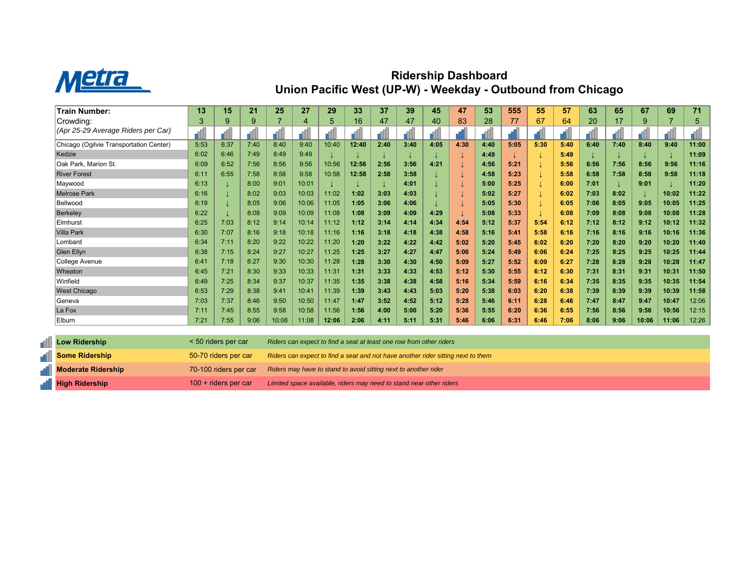# Ridership Dashboard

## Union Pacific West (UP-W) - Weekday - Outbound from Chicago

| Train Number: | 13 | 15 | 21 | 25 | 27 | 29 | 33 | 37 | 39 | 45 | 47 | 53 | 555 | 55 | 57 | 63 | 65 | 67 | 69 | 71 |
|---|---|---|---|---|---|---|---|---|---|---|---|---|---|---|---|---|---|---|---|---|
| Crowding: (Apr 25-29 Average Riders per Car) | 3 | 9 | 9 | 7 | 4 | 5 | 16 | 47 | 47 | 40 | 83 | 28 | 77 | 67 | 64 | 20 | 17 | 9 | 7 | 5 |
| Chicago (Ogilvie Transportation Center) | 5:53 | 6:37 | 7:40 | 8:40 | 9:40 | 10:40 | 12:40 | 2:40 | 3:40 | 4:05 | 4:30 | 4:40 | 5:05 | 5:30 | 5:40 | 6:40 | 7:40 | 8:40 | 9:40 | 11:00 |
| Kedzie | 6:02 | 6:46 | 7:49 | 8:49 | 9:49 | ↓ | ↓ | ↓ | ↓ | ↓ | ↓ | 4:49 | ↓ | ↓ | 5:49 | ↓ | ↓ | ↓ | ↓ | 11:09 |
| Oak Park, Marion St. | 6:09 | 6:52 | 7:56 | 8:56 | 9:56 | 10:56 | 12:56 | 2:56 | 3:56 | 4:21 | ↓ | 4:56 | 5:21 | ↓ | 5:56 | 6:56 | 7:56 | 8:56 | 9:56 | 11:16 |
| River Forest | 6:11 | 6:55 | 7:58 | 8:58 | 9:58 | 10:58 | 12:58 | 2:58 | 3:58 | ↓ | ↓ | 4:58 | 5:23 | ↓ | 5:58 | 6:58 | 7:58 | 8:58 | 9:58 | 11:18 |
| Maywood | 6:13 | ↓ | 8:00 | 9:01 | 10:01 | ↓ | ↓ | ↓ | 4:01 | ↓ | ↓ | 5:00 | 5:25 | ↓ | 6:00 | 7:01 | ↓ | 9:01 | ↓ | 11:20 |
| Melrose Park | 6:16 | ↓ | 8:02 | 9:03 | 10:03 | 11:02 | 1:02 | 3:03 | 4:03 | ↓ | ↓ | 5:02 | 5:27 | ↓ | 6:02 | 7:03 | 8:02 | ↓ | 10:02 | 11:22 |
| Bellwood | 6:19 | ↓ | 8:05 | 9:06 | 10:06 | 11:05 | 1:05 | 3:06 | 4:06 | ↓ | ↓ | 5:05 | 5:30 | ↓ | 6:05 | 7:06 | 8:05 | 9:05 | 10:05 | 11:25 |
| Berkeley | 6:22 | ↓ | 8:08 | 9:09 | 10:09 | 11:08 | 1:08 | 3:09 | 4:09 | 4:29 | ↓ | 5:08 | 5:33 | ↓ | 6:08 | 7:09 | 8:08 | 9:08 | 10:08 | 11:28 |
| Elmhurst | 6:25 | 7:03 | 8:12 | 9:14 | 10:14 | 11:12 | 1:12 | 3:14 | 4:14 | 4:34 | 4:54 | 5:12 | 5:37 | 5:54 | 6:12 | 7:12 | 8:12 | 9:12 | 10:12 | 11:32 |
| Villa Park | 6:30 | 7:07 | 8:16 | 9:18 | 10:18 | 11:16 | 1:16 | 3:18 | 4:18 | 4:38 | 4:58 | 5:16 | 5:41 | 5:58 | 6:16 | 7:16 | 8:16 | 9:16 | 10:16 | 11:36 |
| Lombard | 6:34 | 7:11 | 8:20 | 9:22 | 10:22 | 11:20 | 1:20 | 3:22 | 4:22 | 4:42 | 5:02 | 5:20 | 5:45 | 6:02 | 6:20 | 7:20 | 8:20 | 9:20 | 10:20 | 11:40 |
| Glen Ellyn | 6:38 | 7:15 | 8:24 | 9:27 | 10:27 | 11:25 | 1:25 | 3:27 | 4:27 | 4:47 | 5:06 | 5:24 | 5:49 | 6:06 | 6:24 | 7:25 | 8:25 | 9:25 | 10:25 | 11:44 |
| College Avenue | 6:41 | 7:18 | 8:27 | 9:30 | 10:30 | 11:28 | 1:28 | 3:30 | 4:30 | 4:50 | 5:09 | 5:27 | 5:52 | 6:09 | 6:27 | 7:28 | 8:28 | 9:28 | 10:28 | 11:47 |
| Wheaton | 6:45 | 7:21 | 8:30 | 9:33 | 10:33 | 11:31 | 1:31 | 3:33 | 4:33 | 4:53 | 5:12 | 5:30 | 5:55 | 6:12 | 6:30 | 7:31 | 8:31 | 9:31 | 10:31 | 11:50 |
| Winfield | 6:49 | 7:25 | 8:34 | 9:37 | 10:37 | 11:35 | 1:35 | 3:38 | 4:38 | 4:58 | 5:16 | 5:34 | 5:59 | 6:16 | 6:34 | 7:35 | 8:35 | 9:35 | 10:35 | 11:54 |
| West Chicago | 6:53 | 7:29 | 8:38 | 9:41 | 10:41 | 11:39 | 1:39 | 3:43 | 4:43 | 5:03 | 5:20 | 5:38 | 6:03 | 6:20 | 6:38 | 7:39 | 8:39 | 9:39 | 10:39 | 11:58 |
| Geneva | 7:03 | 7:37 | 8:46 | 9:50 | 10:50 | 11:47 | 1:47 | 3:52 | 4:52 | 5:12 | 5:28 | 5:46 | 6:11 | 6:28 | 6:46 | 7:47 | 8:47 | 9:47 | 10:47 | 12:06 |
| La Fox | 7:11 | 7:45 | 8:55 | 9:58 | 10:58 | 11:56 | 1:56 | 4:00 | 5:00 | 5:20 | 5:36 | 5:55 | 6:20 | 6:36 | 6:55 | 7:56 | 8:56 | 9:56 | 10:56 | 12:15 |
| Elburn | 7:21 | 7:55 | 9:06 | 10:08 | 11:08 | 12:06 | 2:06 | 4:11 | 5:11 | 5:31 | 5:46 | 6:06 | 6:31 | 6:46 | 7:06 | 8:06 | 9:06 | 10:06 | 11:06 | 12:26 |

| | | |
|---|---|---|
| **Low Ridership** | < 50 riders per car | *Riders can expect to find a seat at least one row from other riders* |
| **Some Ridership** | 50-70 riders per car | *Riders can expect to find a seat and not have another rider sitting next to them* |
| **Moderate Ridership** | 70-100 riders per car | *Riders may have to stand to avoid sitting next to another rider* |
| **High Ridership** | 100 + riders per car | *Limited space available, riders may need to stand near other riders* |